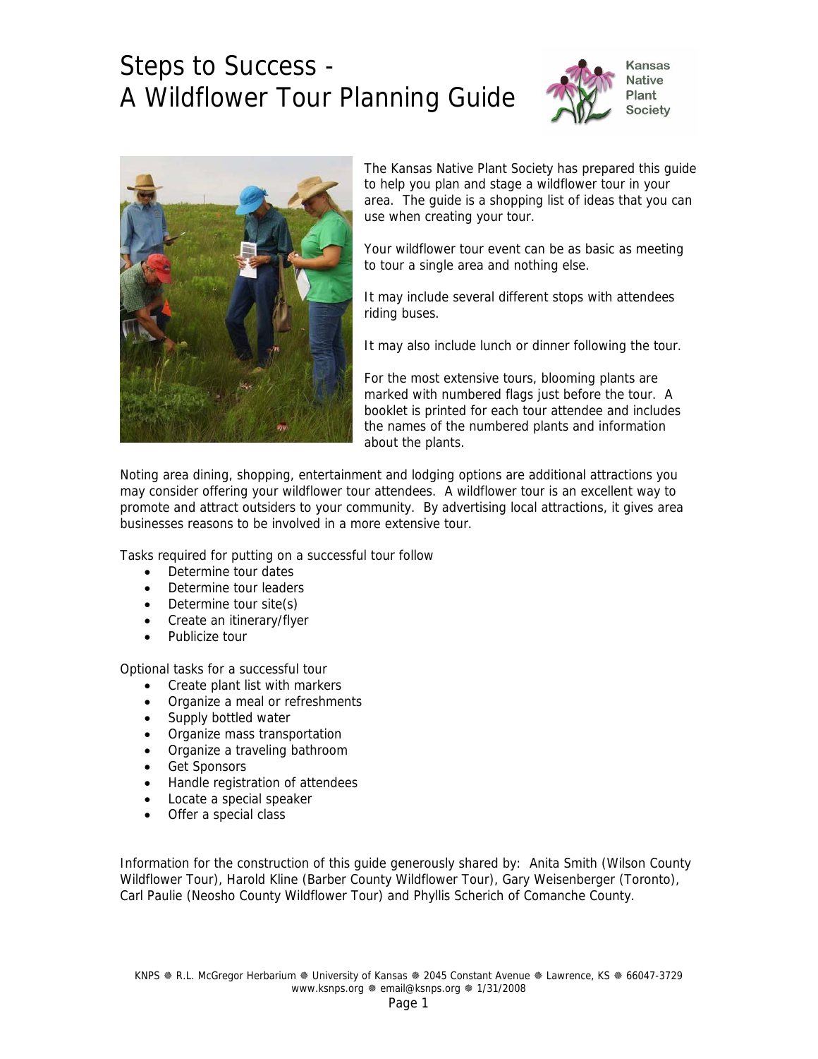# Steps to Success - A Wildflower Tour Planning Guide

Kansas Native Plant Society

The Kansas Native Plant Society has prepared this guide to help you plan and stage a wildflower tour in your area. The guide is a shopping list of ideas that you can use when creating your tour.

Your wildflower tour event can be as basic as meeting to tour a single area and nothing else.

It may include several different stops with attendees riding buses.

It may also include lunch or dinner following the tour.

For the most extensive tours, blooming plants are marked with numbered flags just before the tour. A booklet is printed for each tour attendee and includes the names of the numbered plants and information about the plants.

Noting area dining, shopping, entertainment and lodging options are additional attractions you may consider offering your wildflower tour attendees. A wildflower tour is an excellent way to promote and attract outsiders to your community. By advertising local attractions, it gives area businesses reasons to be involved in a more extensive tour.

Tasks required for putting on a successful tour follow

- Determine tour dates
- Determine tour leaders
- Determine tour site(s)
- Create an itinerary/flyer
- Publicize tour

Optional tasks for a successful tour

- Create plant list with markers
- Organize a meal or refreshments
- Supply bottled water
- Organize mass transportation
- Organize a traveling bathroom
- Get Sponsors
- Handle registration of attendees
- Locate a special speaker
- Offer a special class

Information for the construction of this guide generously shared by: Anita Smith (Wilson County Wildflower Tour), Harold Kline (Barber County Wildflower Tour), Gary Weisenberger (Toronto), Carl Paulie (Neosho County Wildflower Tour) and Phyllis Scherich of Comanche County.

KNPS ❁ R.L. McGregor Herbarium ❁ University of Kansas ❁ 2045 Constant Avenue ❁ Lawrence, KS ❁ 66047-3729
www.ksnps.org ❁ email@ksnps.org ❁ 1/31/2008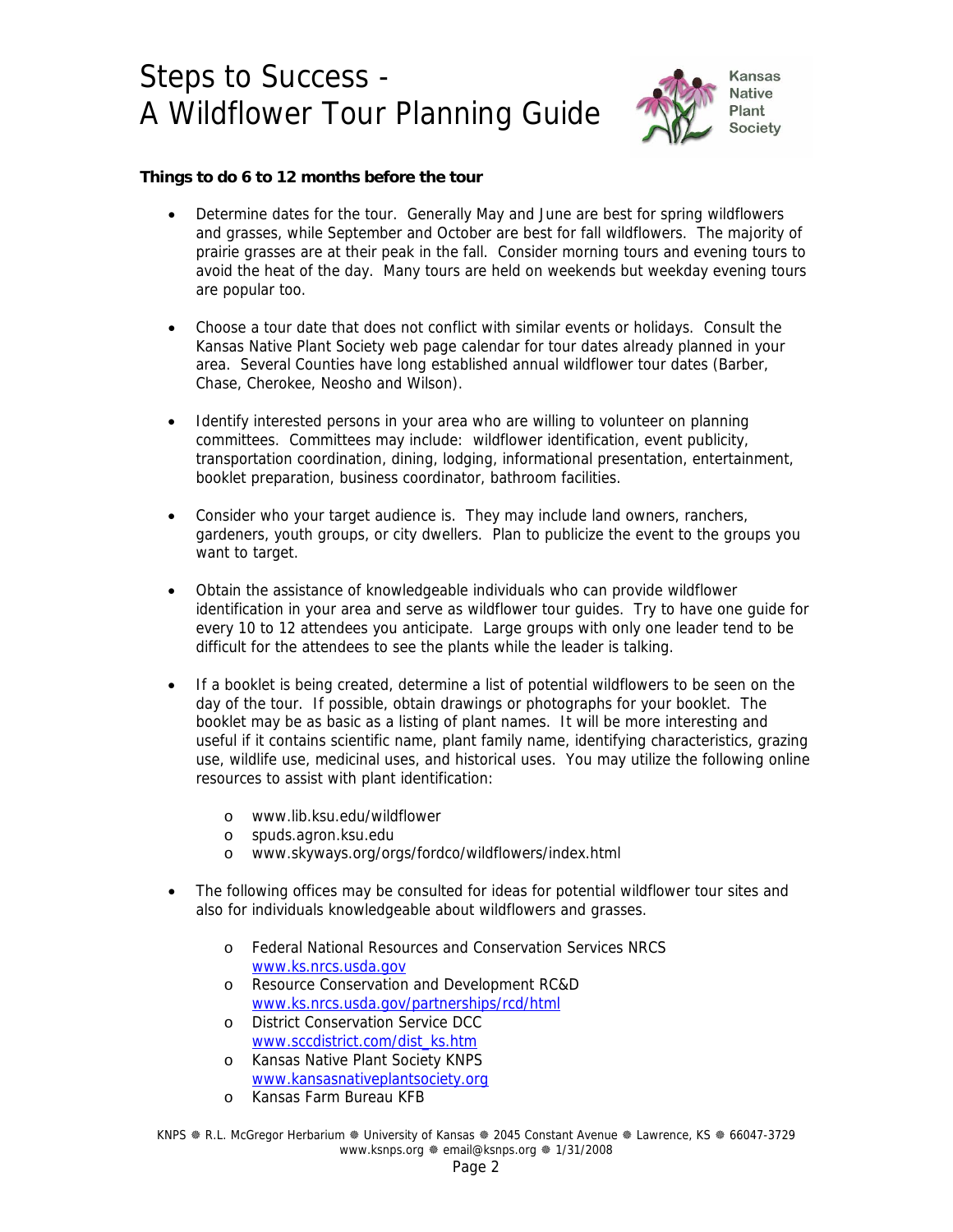# Steps to Success - A Wildflower Tour Planning Guide

**Things to do 6 to 12 months before the tour**

- Determine dates for the tour. Generally May and June are best for spring wildflowers and grasses, while September and October are best for fall wildflowers. The majority of prairie grasses are at their peak in the fall. Consider morning tours and evening tours to avoid the heat of the day. Many tours are held on weekends but weekday evening tours are popular too.

- Choose a tour date that does not conflict with similar events or holidays. Consult the Kansas Native Plant Society web page calendar for tour dates already planned in your area. Several Counties have long established annual wildflower tour dates (Barber, Chase, Cherokee, Neosho and Wilson).

- Identify interested persons in your area who are willing to volunteer on planning committees. Committees may include: wildflower identification, event publicity, transportation coordination, dining, lodging, informational presentation, entertainment, booklet preparation, business coordinator, bathroom facilities.

- Consider who your target audience is. They may include land owners, ranchers, gardeners, youth groups, or city dwellers. Plan to publicize the event to the groups you want to target.

- Obtain the assistance of knowledgeable individuals who can provide wildflower identification in your area and serve as wildflower tour guides. Try to have one guide for every 10 to 12 attendees you anticipate. Large groups with only one leader tend to be difficult for the attendees to see the plants while the leader is talking.

- If a booklet is being created, determine a list of potential wildflowers to be seen on the day of the tour. If possible, obtain drawings or photographs for your booklet. The booklet may be as basic as a listing of plant names. It will be more interesting and useful if it contains scientific name, plant family name, identifying characteristics, grazing use, wildlife use, medicinal uses, and historical uses. You may utilize the following online resources to assist with plant identification:

  - www.lib.ksu.edu/wildflower
  - spuds.agron.ksu.edu
  - www.skyways.org/orgs/fordco/wildflowers/index.html

- The following offices may be consulted for ideas for potential wildflower tour sites and also for individuals knowledgeable about wildflowers and grasses.

  - Federal National Resources and Conservation Services NRCS
    www.ks.nrcs.usda.gov
  - Resource Conservation and Development RC&D
    www.ks.nrcs.usda.gov/partnerships/rcd/html
  - District Conservation Service DCC
    www.sccdistrict.com/dist_ks.htm
  - Kansas Native Plant Society KNPS
    www.kansasnativeplantsociety.org
  - Kansas Farm Bureau KFB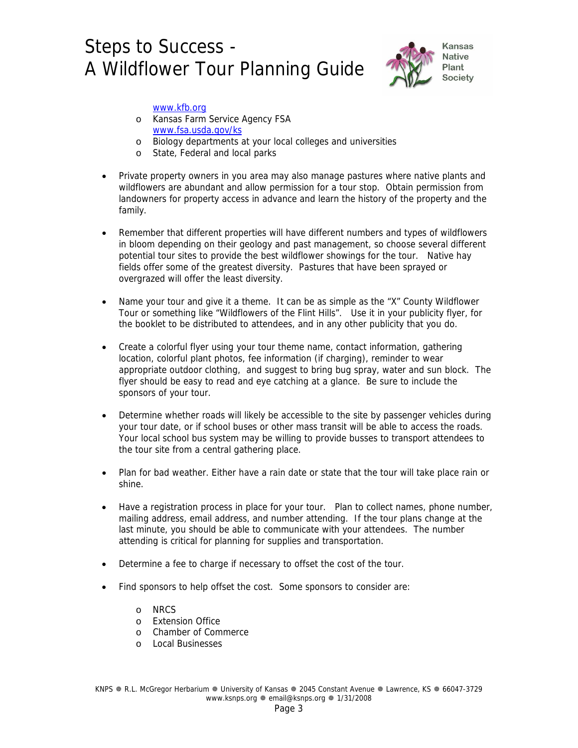- www.kfb.org
  - Kansas Farm Service Agency FSA
    www.fsa.usda.gov/ks
  - Biology departments at your local colleges and universities
  - State, Federal and local parks

- Private property owners in you area may also manage pastures where native plants and wildflowers are abundant and allow permission for a tour stop. Obtain permission from landowners for property access in advance and learn the history of the property and the family.

- Remember that different properties will have different numbers and types of wildflowers in bloom depending on their geology and past management, so choose several different potential tour sites to provide the best wildflower showings for the tour. Native hay fields offer some of the greatest diversity. Pastures that have been sprayed or overgrazed will offer the least diversity.

- Name your tour and give it a theme. It can be as simple as the "X" County Wildflower Tour or something like "Wildflowers of the Flint Hills". Use it in your publicity flyer, for the booklet to be distributed to attendees, and in any other publicity that you do.

- Create a colorful flyer using your tour theme name, contact information, gathering location, colorful plant photos, fee information (if charging), reminder to wear appropriate outdoor clothing, and suggest to bring bug spray, water and sun block. The flyer should be easy to read and eye catching at a glance. Be sure to include the sponsors of your tour.

- Determine whether roads will likely be accessible to the site by passenger vehicles during your tour date, or if school buses or other mass transit will be able to access the roads. Your local school bus system may be willing to provide busses to transport attendees to the tour site from a central gathering place.

- Plan for bad weather. Either have a rain date or state that the tour will take place rain or shine.

- Have a registration process in place for your tour. Plan to collect names, phone number, mailing address, email address, and number attending. If the tour plans change at the last minute, you should be able to communicate with your attendees. The number attending is critical for planning for supplies and transportation.

- Determine a fee to charge if necessary to offset the cost of the tour.

- Find sponsors to help offset the cost. Some sponsors to consider are:

  - NRCS
  - Extension Office
  - Chamber of Commerce
  - Local Businesses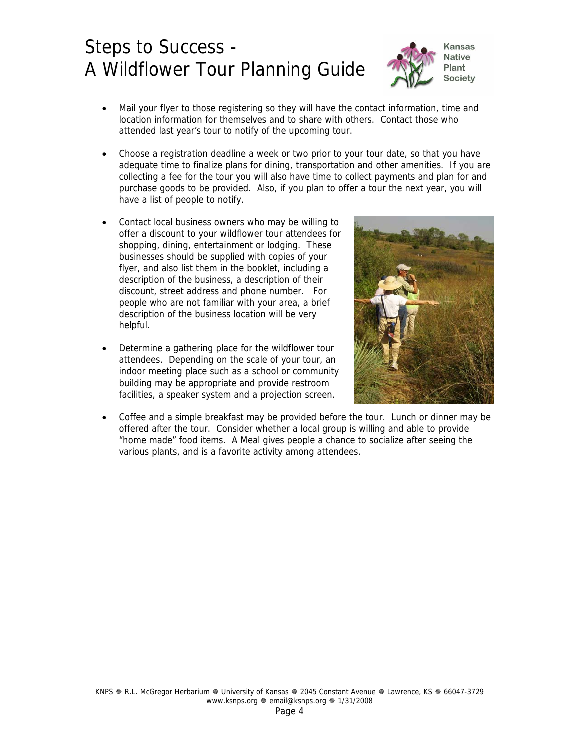- Mail your flyer to those registering so they will have the contact information, time and location information for themselves and to share with others. Contact those who attended last year's tour to notify of the upcoming tour.

- Choose a registration deadline a week or two prior to your tour date, so that you have adequate time to finalize plans for dining, transportation and other amenities. If you are collecting a fee for the tour you will also have time to collect payments and plan for and purchase goods to be provided. Also, if you plan to offer a tour the next year, you will have a list of people to notify.

- Contact local business owners who may be willing to offer a discount to your wildflower tour attendees for shopping, dining, entertainment or lodging. These businesses should be supplied with copies of your flyer, and also list them in the booklet, including a description of the business, a description of their discount, street address and phone number. For people who are not familiar with your area, a brief description of the business location will be very helpful.

- Determine a gathering place for the wildflower tour attendees. Depending on the scale of your tour, an indoor meeting place such as a school or community building may be appropriate and provide restroom facilities, a speaker system and a projection screen.

- Coffee and a simple breakfast may be provided before the tour. Lunch or dinner may be offered after the tour. Consider whether a local group is willing and able to provide "home made" food items. A Meal gives people a chance to socialize after seeing the various plants, and is a favorite activity among attendees.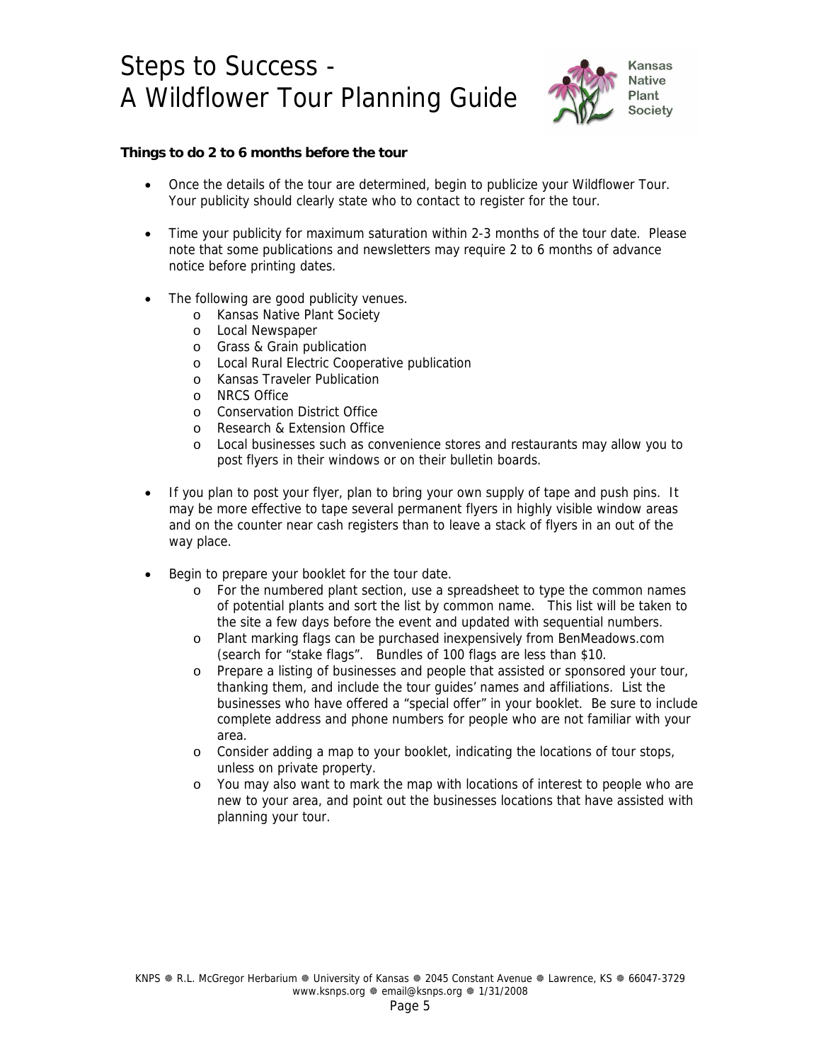# Steps to Success - A Wildflower Tour Planning Guide

Kansas Native Plant Society

**Things to do 2 to 6 months before the tour**

- Once the details of the tour are determined, begin to publicize your Wildflower Tour. Your publicity should clearly state who to contact to register for the tour.
- Time your publicity for maximum saturation within 2-3 months of the tour date. Please note that some publications and newsletters may require 2 to 6 months of advance notice before printing dates.
- The following are good publicity venues.
  - Kansas Native Plant Society
  - Local Newspaper
  - Grass & Grain publication
  - Local Rural Electric Cooperative publication
  - Kansas Traveler Publication
  - NRCS Office
  - Conservation District Office
  - Research & Extension Office
  - Local businesses such as convenience stores and restaurants may allow you to post flyers in their windows or on their bulletin boards.
- If you plan to post your flyer, plan to bring your own supply of tape and push pins. It may be more effective to tape several permanent flyers in highly visible window areas and on the counter near cash registers than to leave a stack of flyers in an out of the way place.
- Begin to prepare your booklet for the tour date.
  - For the numbered plant section, use a spreadsheet to type the common names of potential plants and sort the list by common name. This list will be taken to the site a few days before the event and updated with sequential numbers.
  - Plant marking flags can be purchased inexpensively from BenMeadows.com (search for "stake flags". Bundles of 100 flags are less than $10.
  - Prepare a listing of businesses and people that assisted or sponsored your tour, thanking them, and include the tour guides' names and affiliations. List the businesses who have offered a "special offer" in your booklet. Be sure to include complete address and phone numbers for people who are not familiar with your area.
  - Consider adding a map to your booklet, indicating the locations of tour stops, unless on private property.
  - You may also want to mark the map with locations of interest to people who are new to your area, and point out the businesses locations that have assisted with planning your tour.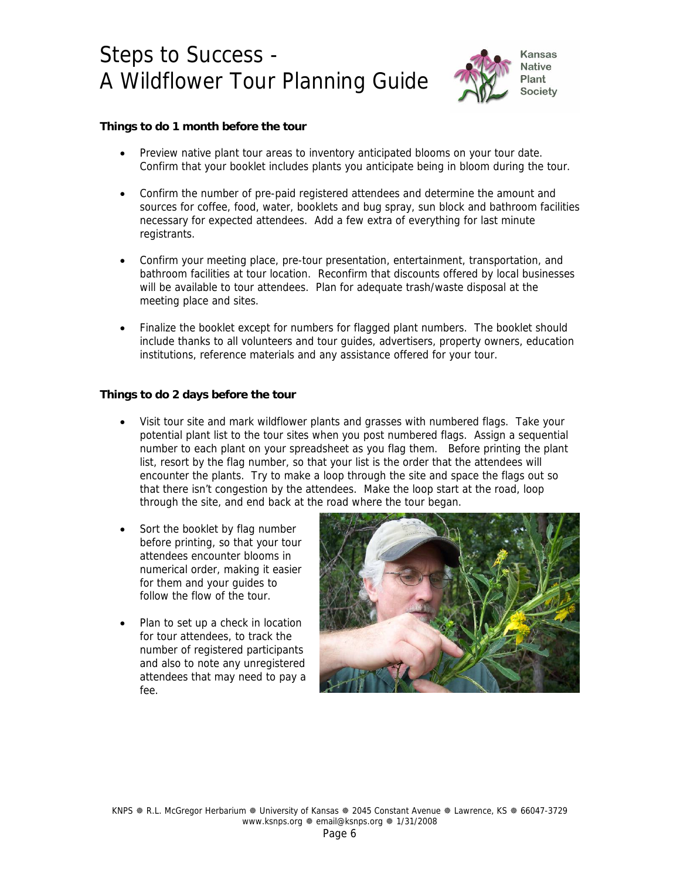# Steps to Success - A Wildflower Tour Planning Guide

**Things to do 1 month before the tour**

- Preview native plant tour areas to inventory anticipated blooms on your tour date. Confirm that your booklet includes plants you anticipate being in bloom during the tour.
- Confirm the number of pre-paid registered attendees and determine the amount and sources for coffee, food, water, booklets and bug spray, sun block and bathroom facilities necessary for expected attendees. Add a few extra of everything for last minute registrants.
- Confirm your meeting place, pre-tour presentation, entertainment, transportation, and bathroom facilities at tour location. Reconfirm that discounts offered by local businesses will be available to tour attendees. Plan for adequate trash/waste disposal at the meeting place and sites.
- Finalize the booklet except for numbers for flagged plant numbers. The booklet should include thanks to all volunteers and tour guides, advertisers, property owners, education institutions, reference materials and any assistance offered for your tour.

**Things to do 2 days before the tour**

- Visit tour site and mark wildflower plants and grasses with numbered flags. Take your potential plant list to the tour sites when you post numbered flags. Assign a sequential number to each plant on your spreadsheet as you flag them. Before printing the plant list, resort by the flag number, so that your list is the order that the attendees will encounter the plants. Try to make a loop through the site and space the flags out so that there isn't congestion by the attendees. Make the loop start at the road, loop through the site, and end back at the road where the tour began.
- Sort the booklet by flag number before printing, so that your tour attendees encounter blooms in numerical order, making it easier for them and your guides to follow the flow of the tour.
- Plan to set up a check in location for tour attendees, to track the number of registered participants and also to note any unregistered attendees that may need to pay a fee.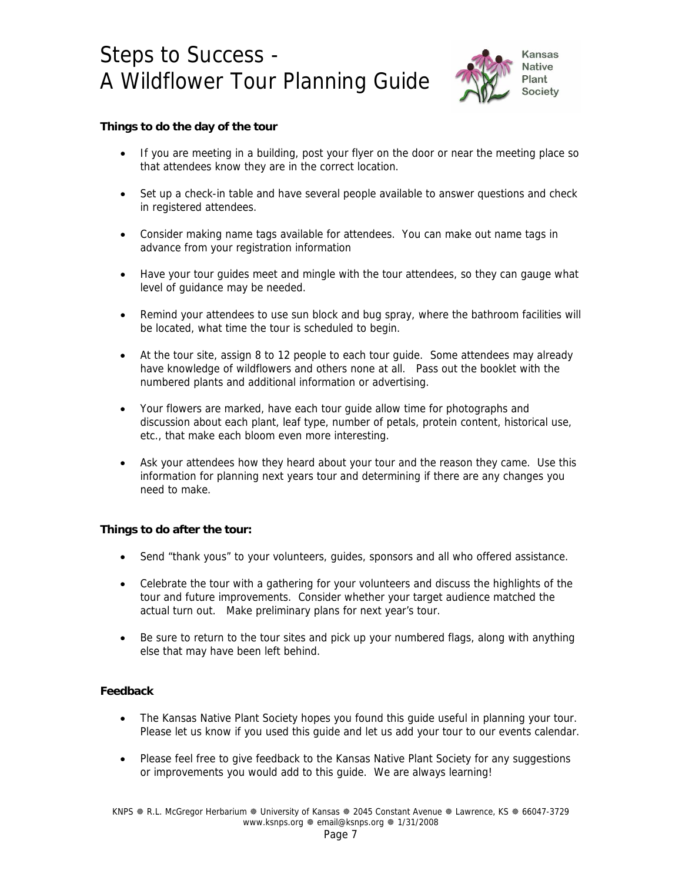# Steps to Success - A Wildflower Tour Planning Guide

Kansas Native Plant Society

**Things to do the day of the tour**

- If you are meeting in a building, post your flyer on the door or near the meeting place so that attendees know they are in the correct location.
- Set up a check-in table and have several people available to answer questions and check in registered attendees.
- Consider making name tags available for attendees. You can make out name tags in advance from your registration information
- Have your tour guides meet and mingle with the tour attendees, so they can gauge what level of guidance may be needed.
- Remind your attendees to use sun block and bug spray, where the bathroom facilities will be located, what time the tour is scheduled to begin.
- At the tour site, assign 8 to 12 people to each tour guide. Some attendees may already have knowledge of wildflowers and others none at all. Pass out the booklet with the numbered plants and additional information or advertising.
- Your flowers are marked, have each tour guide allow time for photographs and discussion about each plant, leaf type, number of petals, protein content, historical use, etc., that make each bloom even more interesting.
- Ask your attendees how they heard about your tour and the reason they came. Use this information for planning next years tour and determining if there are any changes you need to make.

**Things to do after the tour:**

- Send "thank yous" to your volunteers, guides, sponsors and all who offered assistance.
- Celebrate the tour with a gathering for your volunteers and discuss the highlights of the tour and future improvements. Consider whether your target audience matched the actual turn out. Make preliminary plans for next year's tour.
- Be sure to return to the tour sites and pick up your numbered flags, along with anything else that may have been left behind.

**Feedback**

- The Kansas Native Plant Society hopes you found this guide useful in planning your tour. Please let us know if you used this guide and let us add your tour to our events calendar.
- Please feel free to give feedback to the Kansas Native Plant Society for any suggestions or improvements you would add to this guide. We are always learning!

KNPS ❁ R.L. McGregor Herbarium ❁ University of Kansas ❁ 2045 Constant Avenue ❁ Lawrence, KS ❁ 66047-3729
www.ksnps.org ❁ email@ksnps.org ❁ 1/31/2008